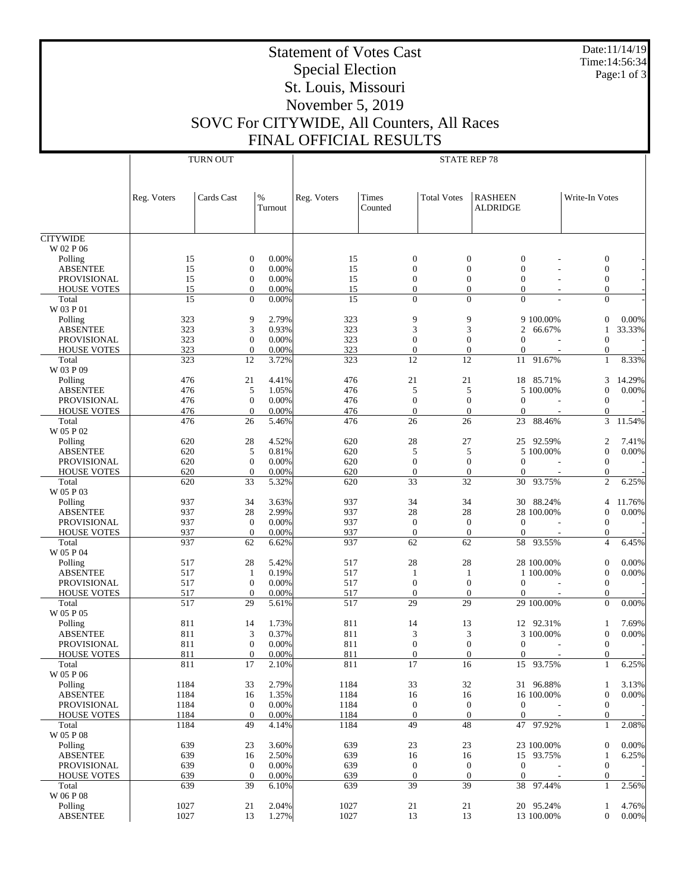# Statement of Votes Cast

## Special Election

## St. Louis, Missouri

## November 5, 2019

## SOVC For CITYWIDE, All Counters, All Races

## FINAL OFFICIAL RESULTS

Date:11/14/19
Time:14:56:34

| | TURN OUT | | | | STATE REP 78 | | | | | | |
|---|---|---|---|---|---|---|---|---|---|---|---|
| | Reg. Voters | Cards Cast | % Turnout | Reg. Voters | Times Counted | Total Votes | RASHEEN ALDRIDGE | | Write-In Votes | |
| CITYWIDE | | | | | | | | | | |
| W 02 P 06 | | | | | | | | | | |
| Polling | 15 | 0 | 0.00% | 15 | 0 | 0 | 0 | - | 0 | - |
| ABSENTEE | 15 | 0 | 0.00% | 15 | 0 | 0 | 0 | - | 0 | - |
| PROVISIONAL | 15 | 0 | 0.00% | 15 | 0 | 0 | 0 | - | 0 | - |
| HOUSE VOTES | 15 | 0 | 0.00% | 15 | 0 | 0 | 0 | - | 0 | - |
| Total | 15 | 0 | 0.00% | 15 | 0 | 0 | 0 | - | 0 | - |
| W 03 P 01 | | | | | | | | | | |
| Polling | 323 | 9 | 2.79% | 323 | 9 | 9 | 9 | 100.00% | 0 | 0.00% |
| ABSENTEE | 323 | 3 | 0.93% | 323 | 3 | 3 | 2 | 66.67% | 1 | 33.33% |
| PROVISIONAL | 323 | 0 | 0.00% | 323 | 0 | 0 | 0 | - | 0 | - |
| HOUSE VOTES | 323 | 0 | 0.00% | 323 | 0 | 0 | 0 | - | 0 | - |
| Total | 323 | 12 | 3.72% | 323 | 12 | 12 | 11 | 91.67% | 1 | 8.33% |
| W 03 P 09 | | | | | | | | | | |
| Polling | 476 | 21 | 4.41% | 476 | 21 | 21 | 18 | 85.71% | 3 | 14.29% |
| ABSENTEE | 476 | 5 | 1.05% | 476 | 5 | 5 | 5 | 100.00% | 0 | 0.00% |
| PROVISIONAL | 476 | 0 | 0.00% | 476 | 0 | 0 | 0 | - | 0 | - |
| HOUSE VOTES | 476 | 0 | 0.00% | 476 | 0 | 0 | 0 | - | 0 | - |
| Total | 476 | 26 | 5.46% | 476 | 26 | 26 | 23 | 88.46% | 3 | 11.54% |
| W 05 P 02 | | | | | | | | | | |
| Polling | 620 | 28 | 4.52% | 620 | 28 | 27 | 25 | 92.59% | 2 | 7.41% |
| ABSENTEE | 620 | 5 | 0.81% | 620 | 5 | 5 | 5 | 100.00% | 0 | 0.00% |
| PROVISIONAL | 620 | 0 | 0.00% | 620 | 0 | 0 | 0 | - | 0 | - |
| HOUSE VOTES | 620 | 0 | 0.00% | 620 | 0 | 0 | 0 | - | 0 | - |
| Total | 620 | 33 | 5.32% | 620 | 33 | 32 | 30 | 93.75% | 2 | 6.25% |
| W 05 P 03 | | | | | | | | | | |
| Polling | 937 | 34 | 3.63% | 937 | 34 | 34 | 30 | 88.24% | 4 | 11.76% |
| ABSENTEE | 937 | 28 | 2.99% | 937 | 28 | 28 | 28 | 100.00% | 0 | 0.00% |
| PROVISIONAL | 937 | 0 | 0.00% | 937 | 0 | 0 | 0 | - | 0 | - |
| HOUSE VOTES | 937 | 0 | 0.00% | 937 | 0 | 0 | 0 | - | 0 | - |
| Total | 937 | 62 | 6.62% | 937 | 62 | 62 | 58 | 93.55% | 4 | 6.45% |
| W 05 P 04 | | | | | | | | | | |
| Polling | 517 | 28 | 5.42% | 517 | 28 | 28 | 28 | 100.00% | 0 | 0.00% |
| ABSENTEE | 517 | 1 | 0.19% | 517 | 1 | 1 | 1 | 100.00% | 0 | 0.00% |
| PROVISIONAL | 517 | 0 | 0.00% | 517 | 0 | 0 | 0 | - | 0 | - |
| HOUSE VOTES | 517 | 0 | 0.00% | 517 | 0 | 0 | 0 | - | 0 | - |
| Total | 517 | 29 | 5.61% | 517 | 29 | 29 | 29 | 100.00% | 0 | 0.00% |
| W 05 P 05 | | | | | | | | | | |
| Polling | 811 | 14 | 1.73% | 811 | 14 | 13 | 12 | 92.31% | 1 | 7.69% |
| ABSENTEE | 811 | 3 | 0.37% | 811 | 3 | 3 | 3 | 100.00% | 0 | 0.00% |
| PROVISIONAL | 811 | 0 | 0.00% | 811 | 0 | 0 | 0 | - | 0 | - |
| HOUSE VOTES | 811 | 0 | 0.00% | 811 | 0 | 0 | 0 | - | 0 | - |
| Total | 811 | 17 | 2.10% | 811 | 17 | 16 | 15 | 93.75% | 1 | 6.25% |
| W 05 P 06 | | | | | | | | | | |
| Polling | 1184 | 33 | 2.79% | 1184 | 33 | 32 | 31 | 96.88% | 1 | 3.13% |
| ABSENTEE | 1184 | 16 | 1.35% | 1184 | 16 | 16 | 16 | 100.00% | 0 | 0.00% |
| PROVISIONAL | 1184 | 0 | 0.00% | 1184 | 0 | 0 | 0 | - | 0 | - |
| HOUSE VOTES | 1184 | 0 | 0.00% | 1184 | 0 | 0 | 0 | - | 0 | - |
| Total | 1184 | 49 | 4.14% | 1184 | 49 | 48 | 47 | 97.92% | 1 | 2.08% |
| W 05 P 08 | | | | | | | | | | |
| Polling | 639 | 23 | 3.60% | 639 | 23 | 23 | 23 | 100.00% | 0 | 0.00% |
| ABSENTEE | 639 | 16 | 2.50% | 639 | 16 | 16 | 15 | 93.75% | 1 | 6.25% |
| PROVISIONAL | 639 | 0 | 0.00% | 639 | 0 | 0 | 0 | - | 0 | - |
| HOUSE VOTES | 639 | 0 | 0.00% | 639 | 0 | 0 | 0 | - | 0 | - |
| Total | 639 | 39 | 6.10% | 639 | 39 | 39 | 38 | 97.44% | 1 | 2.56% |
| W 06 P 08 | | | | | | | | | | |
| Polling | 1027 | 21 | 2.04% | 1027 | 21 | 21 | 20 | 95.24% | 1 | 4.76% |
| ABSENTEE | 1027 | 13 | 1.27% | 1027 | 13 | 13 | 13 | 100.00% | 0 | 0.00% |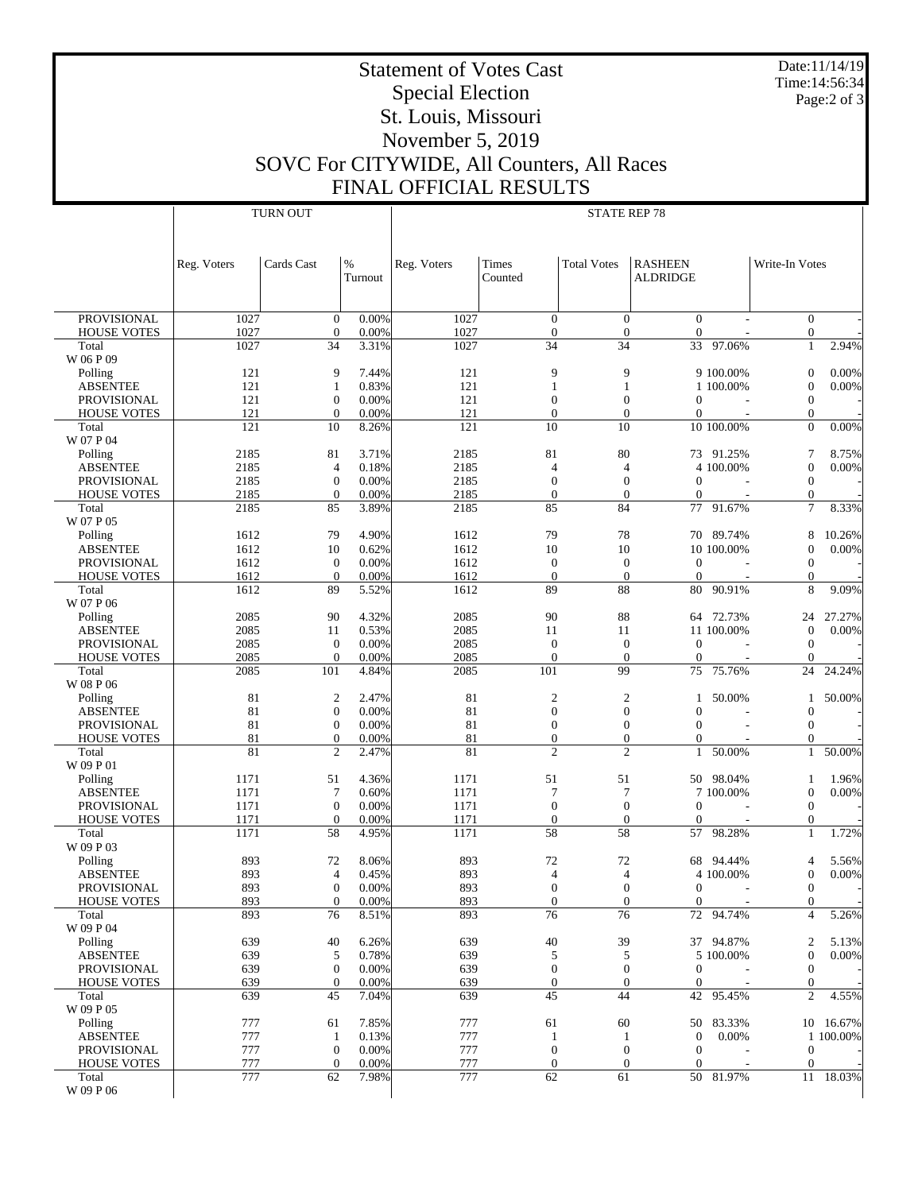# Statement of Votes Cast
## Special Election
## St. Louis, Missouri
## November 5, 2019
## SOVC For CITYWIDE, All Counters, All Races
## FINAL OFFICIAL RESULTS

Date:11/14/19
Time:14:56:34

| | TURN OUT | | | | STATE REP 78 | | | | | |
|---|---|---|---|---|---|---|---|---|---|---|
| | Reg. Voters | Cards Cast | % Turnout | Reg. Voters | Times Counted | Total Votes | RASHEEN ALDRIDGE | | Write-In Votes | |
| PROVISIONAL | 1027 | 0 | 0.00% | 1027 | 0 | 0 | 0 | - | 0 | - |
| HOUSE VOTES | 1027 | 0 | 0.00% | 1027 | 0 | 0 | 0 | - | 0 | - |
| Total | 1027 | 34 | 3.31% | 1027 | 34 | 34 | 33 | 97.06% | 1 | 2.94% |
| W 06 P 09 | | | | | | | | | | |
| Polling | 121 | 9 | 7.44% | 121 | 9 | 9 | 9 | 100.00% | 0 | 0.00% |
| ABSENTEE | 121 | 1 | 0.83% | 121 | 1 | 1 | 1 | 100.00% | 0 | 0.00% |
| PROVISIONAL | 121 | 0 | 0.00% | 121 | 0 | 0 | 0 | - | 0 | - |
| HOUSE VOTES | 121 | 0 | 0.00% | 121 | 0 | 0 | 0 | - | 0 | - |
| Total | 121 | 10 | 8.26% | 121 | 10 | 10 | 10 | 100.00% | 0 | 0.00% |
| W 07 P 04 | | | | | | | | | | |
| Polling | 2185 | 81 | 3.71% | 2185 | 81 | 80 | 73 | 91.25% | 7 | 8.75% |
| ABSENTEE | 2185 | 4 | 0.18% | 2185 | 4 | 4 | 4 | 100.00% | 0 | 0.00% |
| PROVISIONAL | 2185 | 0 | 0.00% | 2185 | 0 | 0 | 0 | - | 0 | - |
| HOUSE VOTES | 2185 | 0 | 0.00% | 2185 | 0 | 0 | 0 | - | 0 | - |
| Total | 2185 | 85 | 3.89% | 2185 | 85 | 84 | 77 | 91.67% | 7 | 8.33% |
| W 07 P 05 | | | | | | | | | | |
| Polling | 1612 | 79 | 4.90% | 1612 | 79 | 78 | 70 | 89.74% | 8 | 10.26% |
| ABSENTEE | 1612 | 10 | 0.62% | 1612 | 10 | 10 | 10 | 100.00% | 0 | 0.00% |
| PROVISIONAL | 1612 | 0 | 0.00% | 1612 | 0 | 0 | 0 | - | 0 | - |
| HOUSE VOTES | 1612 | 0 | 0.00% | 1612 | 0 | 0 | 0 | - | 0 | - |
| Total | 1612 | 89 | 5.52% | 1612 | 89 | 88 | 80 | 90.91% | 8 | 9.09% |
| W 07 P 06 | | | | | | | | | | |
| Polling | 2085 | 90 | 4.32% | 2085 | 90 | 88 | 64 | 72.73% | 24 | 27.27% |
| ABSENTEE | 2085 | 11 | 0.53% | 2085 | 11 | 11 | 11 | 100.00% | 0 | 0.00% |
| PROVISIONAL | 2085 | 0 | 0.00% | 2085 | 0 | 0 | 0 | - | 0 | - |
| HOUSE VOTES | 2085 | 0 | 0.00% | 2085 | 0 | 0 | 0 | - | 0 | - |
| Total | 2085 | 101 | 4.84% | 2085 | 101 | 99 | 75 | 75.76% | 24 | 24.24% |
| W 08 P 06 | | | | | | | | | | |
| Polling | 81 | 2 | 2.47% | 81 | 2 | 2 | 1 | 50.00% | 1 | 50.00% |
| ABSENTEE | 81 | 0 | 0.00% | 81 | 0 | 0 | 0 | - | 0 | - |
| PROVISIONAL | 81 | 0 | 0.00% | 81 | 0 | 0 | 0 | - | 0 | - |
| HOUSE VOTES | 81 | 0 | 0.00% | 81 | 0 | 0 | 0 | - | 0 | - |
| Total | 81 | 2 | 2.47% | 81 | 2 | 2 | 1 | 50.00% | 1 | 50.00% |
| W 09 P 01 | | | | | | | | | | |
| Polling | 1171 | 51 | 4.36% | 1171 | 51 | 51 | 50 | 98.04% | 1 | 1.96% |
| ABSENTEE | 1171 | 7 | 0.60% | 1171 | 7 | 7 | 7 | 100.00% | 0 | 0.00% |
| PROVISIONAL | 1171 | 0 | 0.00% | 1171 | 0 | 0 | 0 | - | 0 | - |
| HOUSE VOTES | 1171 | 0 | 0.00% | 1171 | 0 | 0 | 0 | - | 0 | - |
| Total | 1171 | 58 | 4.95% | 1171 | 58 | 58 | 57 | 98.28% | 1 | 1.72% |
| W 09 P 03 | | | | | | | | | | |
| Polling | 893 | 72 | 8.06% | 893 | 72 | 72 | 68 | 94.44% | 4 | 5.56% |
| ABSENTEE | 893 | 4 | 0.45% | 893 | 4 | 4 | 4 | 100.00% | 0 | 0.00% |
| PROVISIONAL | 893 | 0 | 0.00% | 893 | 0 | 0 | 0 | - | 0 | - |
| HOUSE VOTES | 893 | 0 | 0.00% | 893 | 0 | 0 | 0 | - | 0 | - |
| Total | 893 | 76 | 8.51% | 893 | 76 | 76 | 72 | 94.74% | 4 | 5.26% |
| W 09 P 04 | | | | | | | | | | |
| Polling | 639 | 40 | 6.26% | 639 | 40 | 39 | 37 | 94.87% | 2 | 5.13% |
| ABSENTEE | 639 | 5 | 0.78% | 639 | 5 | 5 | 5 | 100.00% | 0 | 0.00% |
| PROVISIONAL | 639 | 0 | 0.00% | 639 | 0 | 0 | 0 | - | 0 | - |
| HOUSE VOTES | 639 | 0 | 0.00% | 639 | 0 | 0 | 0 | - | 0 | - |
| Total | 639 | 45 | 7.04% | 639 | 45 | 44 | 42 | 95.45% | 2 | 4.55% |
| W 09 P 05 | | | | | | | | | | |
| Polling | 777 | 61 | 7.85% | 777 | 61 | 60 | 50 | 83.33% | 10 | 16.67% |
| ABSENTEE | 777 | 1 | 0.13% | 777 | 1 | 1 | 0 | 0.00% | 1 | 100.00% |
| PROVISIONAL | 777 | 0 | 0.00% | 777 | 0 | 0 | 0 | - | 0 | - |
| HOUSE VOTES | 777 | 0 | 0.00% | 777 | 0 | 0 | 0 | - | 0 | - |
| Total | 777 | 62 | 7.98% | 777 | 62 | 61 | 50 | 81.97% | 11 | 18.03% |
| W 09 P 06 | | | | | | | | | | |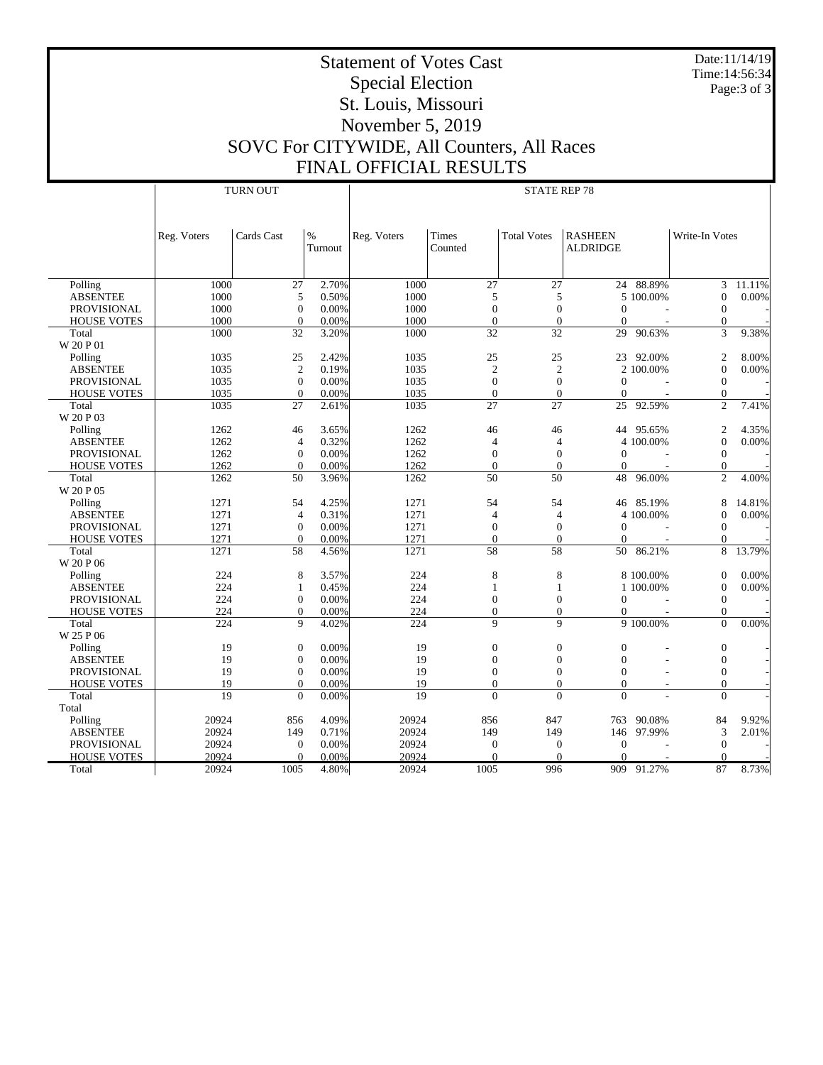# Statement of Votes Cast
## Special Election
## St. Louis, Missouri
## November 5, 2019
## SOVC For CITYWIDE, All Counters, All Races
## FINAL OFFICIAL RESULTS

Date:11/14/19
Time:14:56:34

| | TURN OUT | | | STATE REP 78 | | | | | | |
|---|---|---|---|---|---|---|---|---|---|---|
| | Reg. Voters | Cards Cast | % Turnout | Reg. Voters | Times Counted | Total Votes | RASHEEN ALDRIDGE | | Write-In Votes | |
| Polling | 1000 | 27 | 2.70% | 1000 | 27 | 27 | 24 | 88.89% | 3 | 11.11% |
| ABSENTEE | 1000 | 5 | 0.50% | 1000 | 5 | 5 | 5 | 100.00% | 0 | 0.00% |
| PROVISIONAL | 1000 | 0 | 0.00% | 1000 | 0 | 0 | 0 | - | 0 | - |
| HOUSE VOTES | 1000 | 0 | 0.00% | 1000 | 0 | 0 | 0 | - | 0 | - |
| Total | 1000 | 32 | 3.20% | 1000 | 32 | 32 | 29 | 90.63% | 3 | 9.38% |
| W 20 P 01 | | | | | | | | | | |
| Polling | 1035 | 25 | 2.42% | 1035 | 25 | 25 | 23 | 92.00% | 2 | 8.00% |
| ABSENTEE | 1035 | 2 | 0.19% | 1035 | 2 | 2 | 2 | 100.00% | 0 | 0.00% |
| PROVISIONAL | 1035 | 0 | 0.00% | 1035 | 0 | 0 | 0 | - | 0 | - |
| HOUSE VOTES | 1035 | 0 | 0.00% | 1035 | 0 | 0 | 0 | - | 0 | - |
| Total | 1035 | 27 | 2.61% | 1035 | 27 | 27 | 25 | 92.59% | 2 | 7.41% |
| W 20 P 03 | | | | | | | | | | |
| Polling | 1262 | 46 | 3.65% | 1262 | 46 | 46 | 44 | 95.65% | 2 | 4.35% |
| ABSENTEE | 1262 | 4 | 0.32% | 1262 | 4 | 4 | 4 | 100.00% | 0 | 0.00% |
| PROVISIONAL | 1262 | 0 | 0.00% | 1262 | 0 | 0 | 0 | - | 0 | - |
| HOUSE VOTES | 1262 | 0 | 0.00% | 1262 | 0 | 0 | 0 | - | 0 | - |
| Total | 1262 | 50 | 3.96% | 1262 | 50 | 50 | 48 | 96.00% | 2 | 4.00% |
| W 20 P 05 | | | | | | | | | | |
| Polling | 1271 | 54 | 4.25% | 1271 | 54 | 54 | 46 | 85.19% | 8 | 14.81% |
| ABSENTEE | 1271 | 4 | 0.31% | 1271 | 4 | 4 | 4 | 100.00% | 0 | 0.00% |
| PROVISIONAL | 1271 | 0 | 0.00% | 1271 | 0 | 0 | 0 | - | 0 | - |
| HOUSE VOTES | 1271 | 0 | 0.00% | 1271 | 0 | 0 | 0 | - | 0 | - |
| Total | 1271 | 58 | 4.56% | 1271 | 58 | 58 | 50 | 86.21% | 8 | 13.79% |
| W 20 P 06 | | | | | | | | | | |
| Polling | 224 | 8 | 3.57% | 224 | 8 | 8 | 8 | 100.00% | 0 | 0.00% |
| ABSENTEE | 224 | 1 | 0.45% | 224 | 1 | 1 | 1 | 100.00% | 0 | 0.00% |
| PROVISIONAL | 224 | 0 | 0.00% | 224 | 0 | 0 | 0 | - | 0 | - |
| HOUSE VOTES | 224 | 0 | 0.00% | 224 | 0 | 0 | 0 | - | 0 | - |
| Total | 224 | 9 | 4.02% | 224 | 9 | 9 | 9 | 100.00% | 0 | 0.00% |
| W 25 P 06 | | | | | | | | | | |
| Polling | 19 | 0 | 0.00% | 19 | 0 | 0 | 0 | - | 0 | - |
| ABSENTEE | 19 | 0 | 0.00% | 19 | 0 | 0 | 0 | - | 0 | - |
| PROVISIONAL | 19 | 0 | 0.00% | 19 | 0 | 0 | 0 | - | 0 | - |
| HOUSE VOTES | 19 | 0 | 0.00% | 19 | 0 | 0 | 0 | - | 0 | - |
| Total | 19 | 0 | 0.00% | 19 | 0 | 0 | 0 | - | 0 | - |
| Total | | | | | | | | | | |
| Polling | 20924 | 856 | 4.09% | 20924 | 856 | 847 | 763 | 90.08% | 84 | 9.92% |
| ABSENTEE | 20924 | 149 | 0.71% | 20924 | 149 | 149 | 146 | 97.99% | 3 | 2.01% |
| PROVISIONAL | 20924 | 0 | 0.00% | 20924 | 0 | 0 | 0 | - | 0 | - |
| HOUSE VOTES | 20924 | 0 | 0.00% | 20924 | 0 | 0 | 0 | - | 0 | - |
| Total | 20924 | 1005 | 4.80% | 20924 | 1005 | 996 | 909 | 91.27% | 87 | 8.73% |